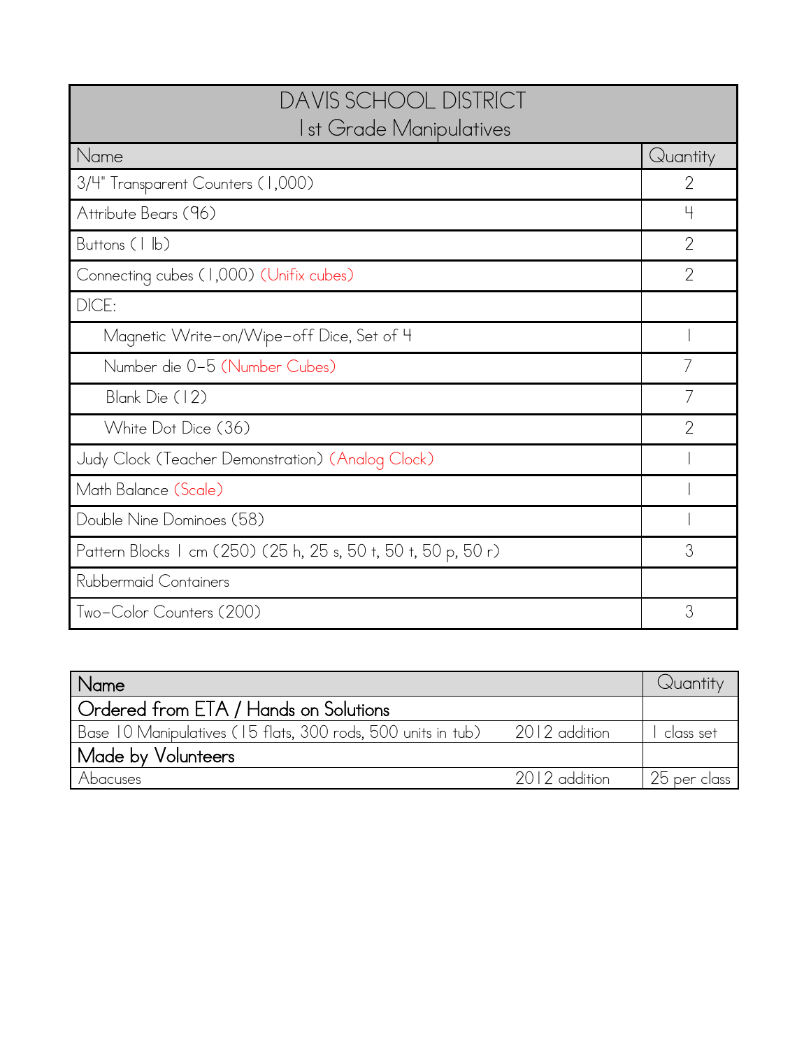| DAVIS SCHOOL DISTRICT<br>1st Grade Manipulatives | |
|---|---|
| **Name** | **Quantity** |
| 3/4" Transparent Counters (1,000) | 2 |
| Attribute Bears (96) | 4 |
| Buttons (1 lb) | 2 |
| Connecting cubes (1,000) (Unifix cubes) | 2 |
| DICE: | |
| Magnetic Write-on/Wipe-off Dice, Set of 4 | 1 |
| Number die 0-5 (Number Cubes) | 7 |
| Blank Die (12) | 7 |
| White Dot Dice (36) | 2 |
| Judy Clock (Teacher Demonstration) (Analog Clock) | 1 |
| Math Balance (Scale) | 1 |
| Double Nine Dominoes (58) | 1 |
| Pattern Blocks 1 cm (250) (25 h, 25 s, 50 t, 50 t, 50 p, 50 r) | 3 |
| Rubbermaid Containers | |
| Two-Color Counters (200) | 3 |

| Name | | Quantity |
|---|---|---|
| **Ordered from ETA / Hands on Solutions** | | |
| Base 10 Manipulatives (15 flats, 300 rods, 500 units in tub) | 2012 addition | 1 class set |
| **Made by Volunteers** | | |
| Abacuses | 2012 addition | 25 per class |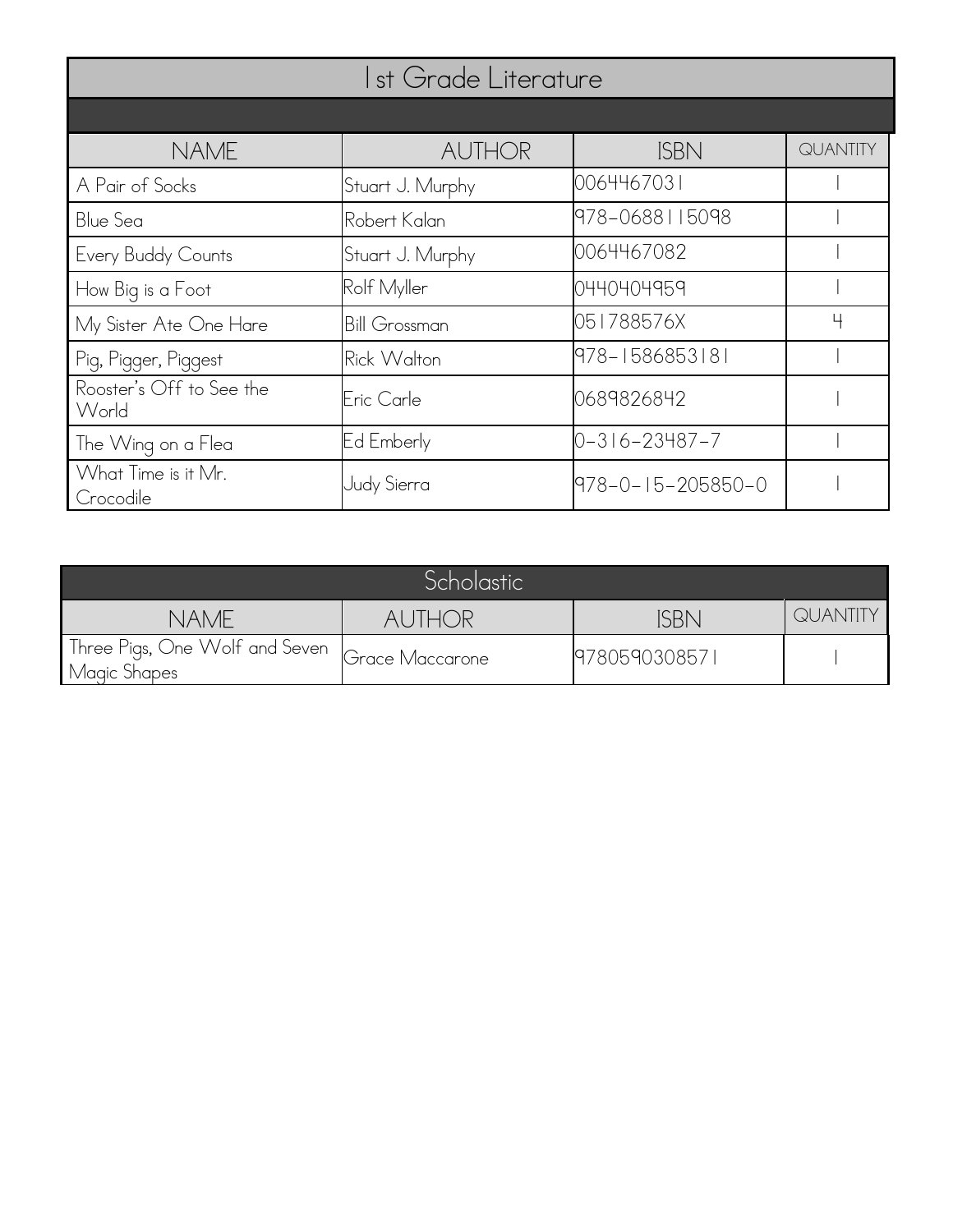## 1st Grade Literature

| NAME | AUTHOR | ISBN | QUANTITY |
|---|---|---|---|
| A Pair of Socks | Stuart J. Murphy | 006446703I | 1 |
| Blue Sea | Robert Kalan | 978-0688115098 | 1 |
| Every Buddy Counts | Stuart J. Murphy | 0064467082 | 1 |
| How Big is a Foot | Rolf Myller | 0440404959 | 1 |
| My Sister Ate One Hare | Bill Grossman | 051788576X | 4 |
| Pig, Pigger, Piggest | Rick Walton | 978-1586853181 | 1 |
| Rooster's Off to See the World | Eric Carle | 0689826842 | 1 |
| The Wing on a Flea | Ed Emberly | 0-316-23487-7 | 1 |
| What Time is it Mr. Crocodile | Judy Sierra | 978-0-15-205850-0 | 1 |

## Scholastic

| NAME | AUTHOR | ISBN | QUANTITY |
|---|---|---|---|
| Three Pigs, One Wolf and Seven Magic Shapes | Grace Maccarone | 9780590308571 | 1 |